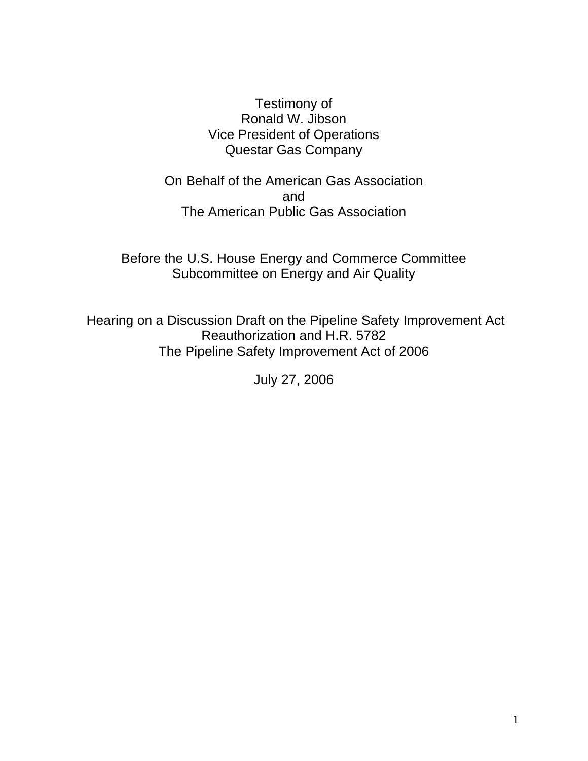Testimony of
Ronald W. Jibson
Vice President of Operations
Questar Gas Company

On Behalf of the American Gas Association
and
The American Public Gas Association

Before the U.S. House Energy and Commerce Committee
Subcommittee on Energy and Air Quality

Hearing on a Discussion Draft on the Pipeline Safety Improvement Act Reauthorization and H.R. 5782
The Pipeline Safety Improvement Act of 2006

July 27, 2006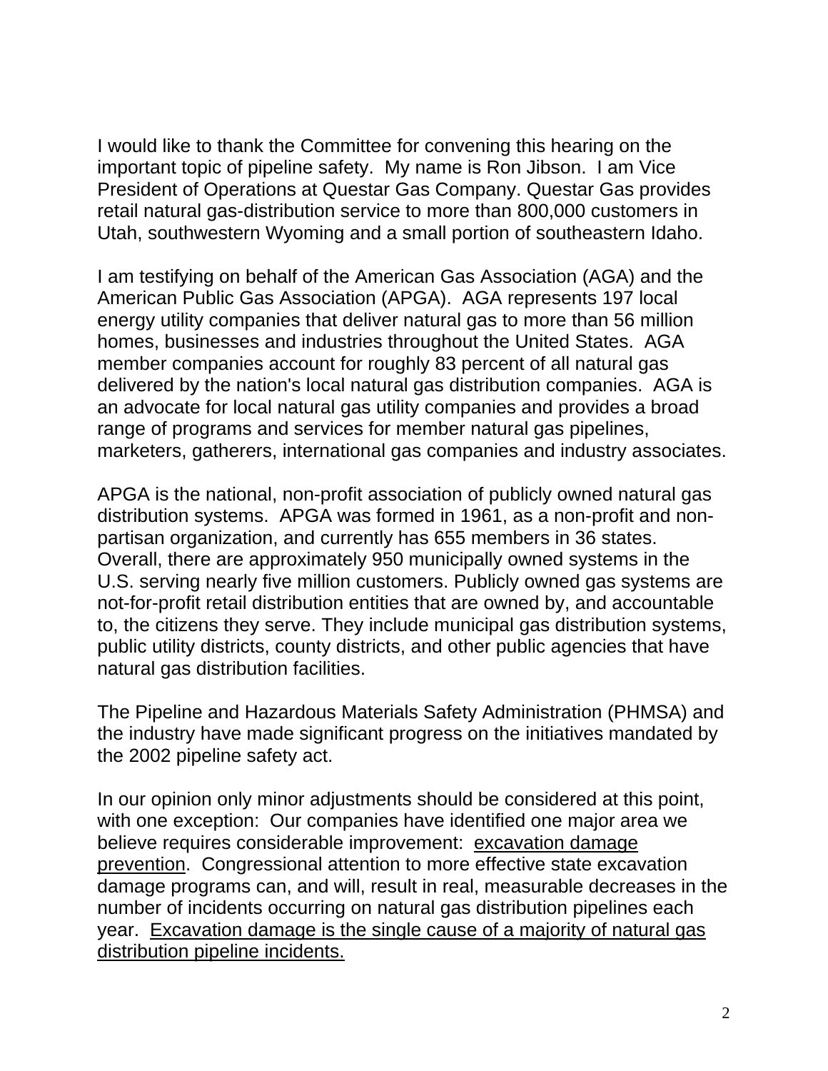I would like to thank the Committee for convening this hearing on the important topic of pipeline safety. My name is Ron Jibson. I am Vice President of Operations at Questar Gas Company. Questar Gas provides retail natural gas-distribution service to more than 800,000 customers in Utah, southwestern Wyoming and a small portion of southeastern Idaho.

I am testifying on behalf of the American Gas Association (AGA) and the American Public Gas Association (APGA). AGA represents 197 local energy utility companies that deliver natural gas to more than 56 million homes, businesses and industries throughout the United States. AGA member companies account for roughly 83 percent of all natural gas delivered by the nation's local natural gas distribution companies. AGA is an advocate for local natural gas utility companies and provides a broad range of programs and services for member natural gas pipelines, marketers, gatherers, international gas companies and industry associates.

APGA is the national, non-profit association of publicly owned natural gas distribution systems. APGA was formed in 1961, as a non-profit and non-partisan organization, and currently has 655 members in 36 states. Overall, there are approximately 950 municipally owned systems in the U.S. serving nearly five million customers. Publicly owned gas systems are not-for-profit retail distribution entities that are owned by, and accountable to, the citizens they serve. They include municipal gas distribution systems, public utility districts, county districts, and other public agencies that have natural gas distribution facilities.

The Pipeline and Hazardous Materials Safety Administration (PHMSA) and the industry have made significant progress on the initiatives mandated by the 2002 pipeline safety act.

In our opinion only minor adjustments should be considered at this point, with one exception: Our companies have identified one major area we believe requires considerable improvement: <u>excavation damage prevention</u>. Congressional attention to more effective state excavation damage programs can, and will, result in real, measurable decreases in the number of incidents occurring on natural gas distribution pipelines each year. <u>Excavation damage is the single cause of a majority of natural gas distribution pipeline incidents.</u>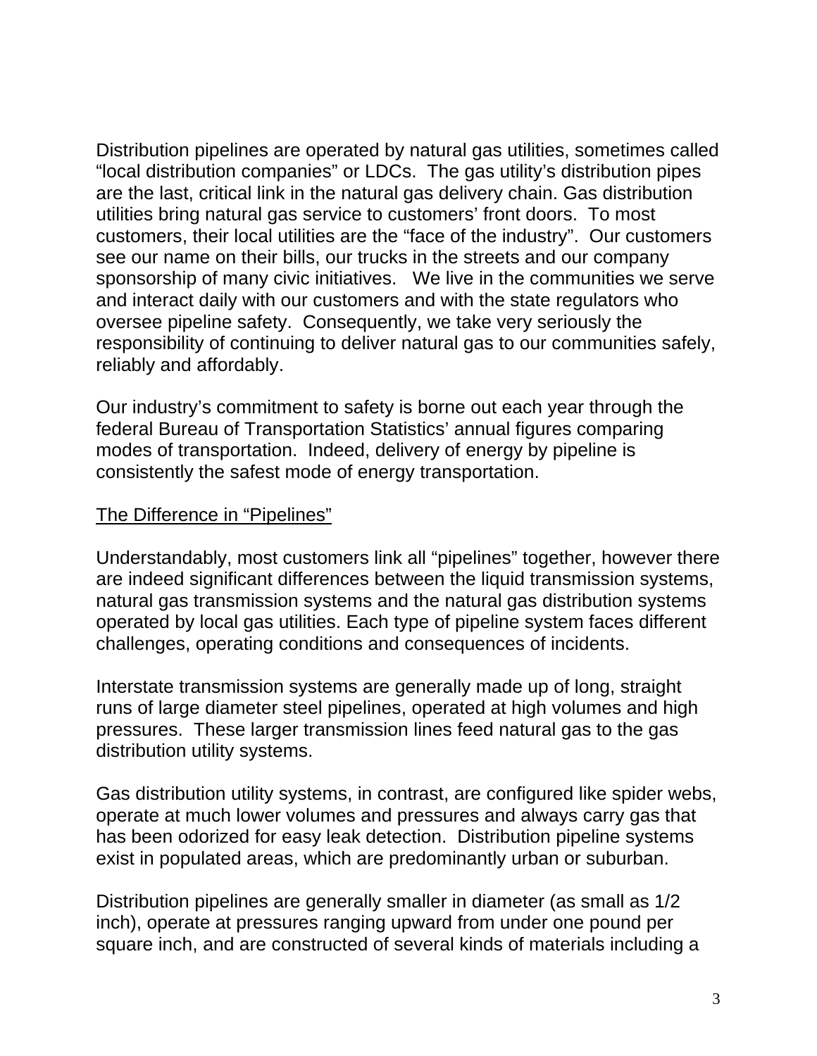Distribution pipelines are operated by natural gas utilities, sometimes called "local distribution companies" or LDCs. The gas utility's distribution pipes are the last, critical link in the natural gas delivery chain. Gas distribution utilities bring natural gas service to customers' front doors. To most customers, their local utilities are the "face of the industry". Our customers see our name on their bills, our trucks in the streets and our company sponsorship of many civic initiatives. We live in the communities we serve and interact daily with our customers and with the state regulators who oversee pipeline safety. Consequently, we take very seriously the responsibility of continuing to deliver natural gas to our communities safely, reliably and affordably.

Our industry's commitment to safety is borne out each year through the federal Bureau of Transportation Statistics' annual figures comparing modes of transportation. Indeed, delivery of energy by pipeline is consistently the safest mode of energy transportation.

<u>The Difference in "Pipelines"</u>

Understandably, most customers link all "pipelines" together, however there are indeed significant differences between the liquid transmission systems, natural gas transmission systems and the natural gas distribution systems operated by local gas utilities. Each type of pipeline system faces different challenges, operating conditions and consequences of incidents.

Interstate transmission systems are generally made up of long, straight runs of large diameter steel pipelines, operated at high volumes and high pressures. These larger transmission lines feed natural gas to the gas distribution utility systems.

Gas distribution utility systems, in contrast, are configured like spider webs, operate at much lower volumes and pressures and always carry gas that has been odorized for easy leak detection. Distribution pipeline systems exist in populated areas, which are predominantly urban or suburban.

Distribution pipelines are generally smaller in diameter (as small as 1/2 inch), operate at pressures ranging upward from under one pound per square inch, and are constructed of several kinds of materials including a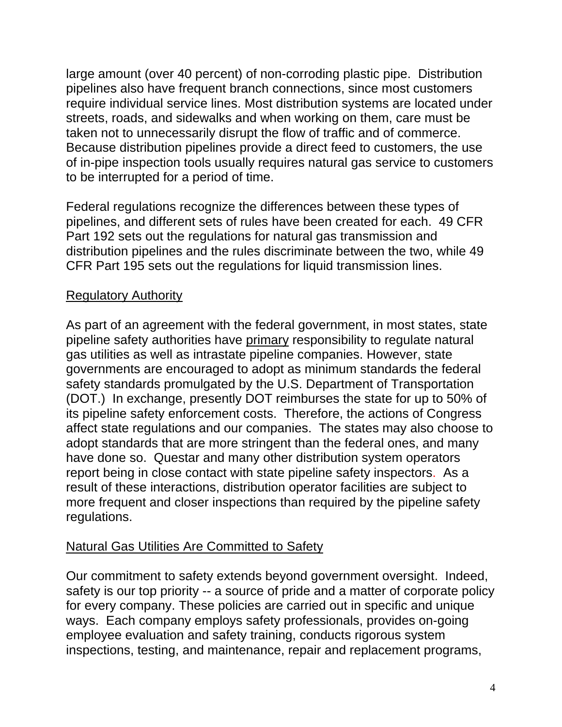large amount (over 40 percent) of non-corroding plastic pipe. Distribution pipelines also have frequent branch connections, since most customers require individual service lines. Most distribution systems are located under streets, roads, and sidewalks and when working on them, care must be taken not to unnecessarily disrupt the flow of traffic and of commerce. Because distribution pipelines provide a direct feed to customers, the use of in-pipe inspection tools usually requires natural gas service to customers to be interrupted for a period of time.

Federal regulations recognize the differences between these types of pipelines, and different sets of rules have been created for each. 49 CFR Part 192 sets out the regulations for natural gas transmission and distribution pipelines and the rules discriminate between the two, while 49 CFR Part 195 sets out the regulations for liquid transmission lines.

## Regulatory Authority

As part of an agreement with the federal government, in most states, state pipeline safety authorities have primary responsibility to regulate natural gas utilities as well as intrastate pipeline companies. However, state governments are encouraged to adopt as minimum standards the federal safety standards promulgated by the U.S. Department of Transportation (DOT.) In exchange, presently DOT reimburses the state for up to 50% of its pipeline safety enforcement costs. Therefore, the actions of Congress affect state regulations and our companies. The states may also choose to adopt standards that are more stringent than the federal ones, and many have done so. Questar and many other distribution system operators report being in close contact with state pipeline safety inspectors. As a result of these interactions, distribution operator facilities are subject to more frequent and closer inspections than required by the pipeline safety regulations.

## Natural Gas Utilities Are Committed to Safety

Our commitment to safety extends beyond government oversight. Indeed, safety is our top priority -- a source of pride and a matter of corporate policy for every company. These policies are carried out in specific and unique ways. Each company employs safety professionals, provides on-going employee evaluation and safety training, conducts rigorous system inspections, testing, and maintenance, repair and replacement programs,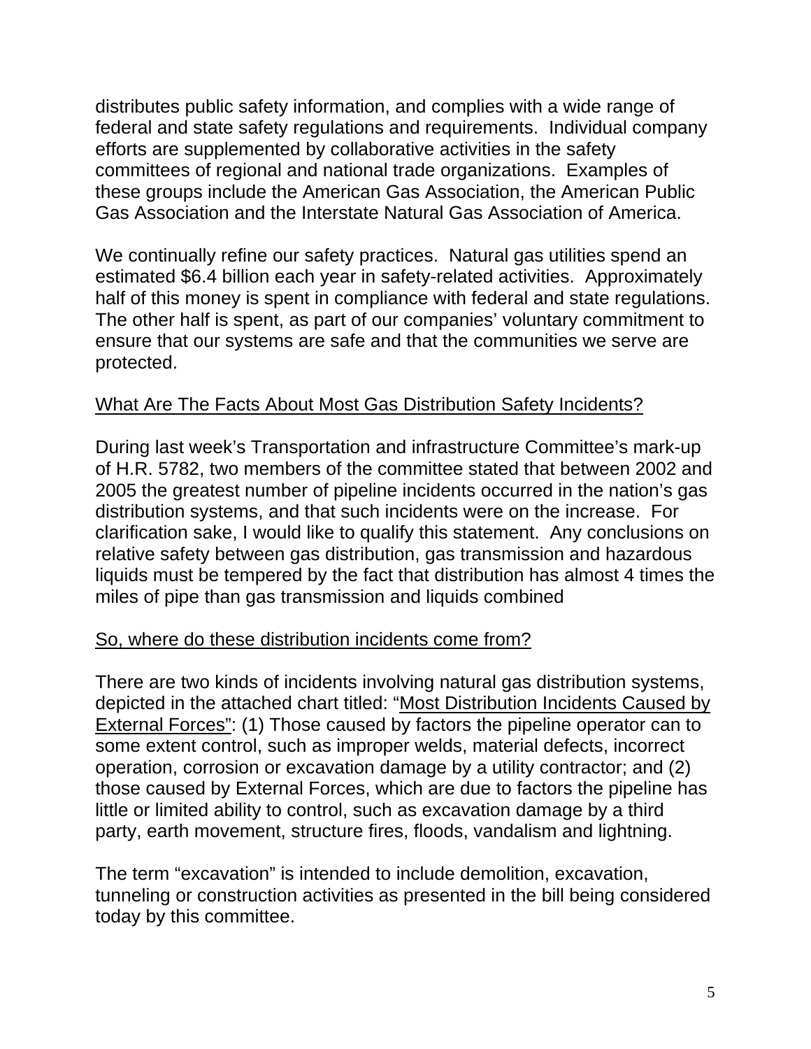distributes public safety information, and complies with a wide range of federal and state safety regulations and requirements. Individual company efforts are supplemented by collaborative activities in the safety committees of regional and national trade organizations. Examples of these groups include the American Gas Association, the American Public Gas Association and the Interstate Natural Gas Association of America.

We continually refine our safety practices. Natural gas utilities spend an estimated $6.4 billion each year in safety-related activities. Approximately half of this money is spent in compliance with federal and state regulations. The other half is spent, as part of our companies' voluntary commitment to ensure that our systems are safe and that the communities we serve are protected.

<u>What Are The Facts About Most Gas Distribution Safety Incidents?</u>

During last week's Transportation and infrastructure Committee's mark-up of H.R. 5782, two members of the committee stated that between 2002 and 2005 the greatest number of pipeline incidents occurred in the nation's gas distribution systems, and that such incidents were on the increase. For clarification sake, I would like to qualify this statement. Any conclusions on relative safety between gas distribution, gas transmission and hazardous liquids must be tempered by the fact that distribution has almost 4 times the miles of pipe than gas transmission and liquids combined

<u>So, where do these distribution incidents come from?</u>

There are two kinds of incidents involving natural gas distribution systems, depicted in the attached chart titled: "<u>Most Distribution Incidents Caused by External Forces</u>": (1) Those caused by factors the pipeline operator can to some extent control, such as improper welds, material defects, incorrect operation, corrosion or excavation damage by a utility contractor; and (2) those caused by External Forces, which are due to factors the pipeline has little or limited ability to control, such as excavation damage by a third party, earth movement, structure fires, floods, vandalism and lightning.

The term "excavation" is intended to include demolition, excavation, tunneling or construction activities as presented in the bill being considered today by this committee.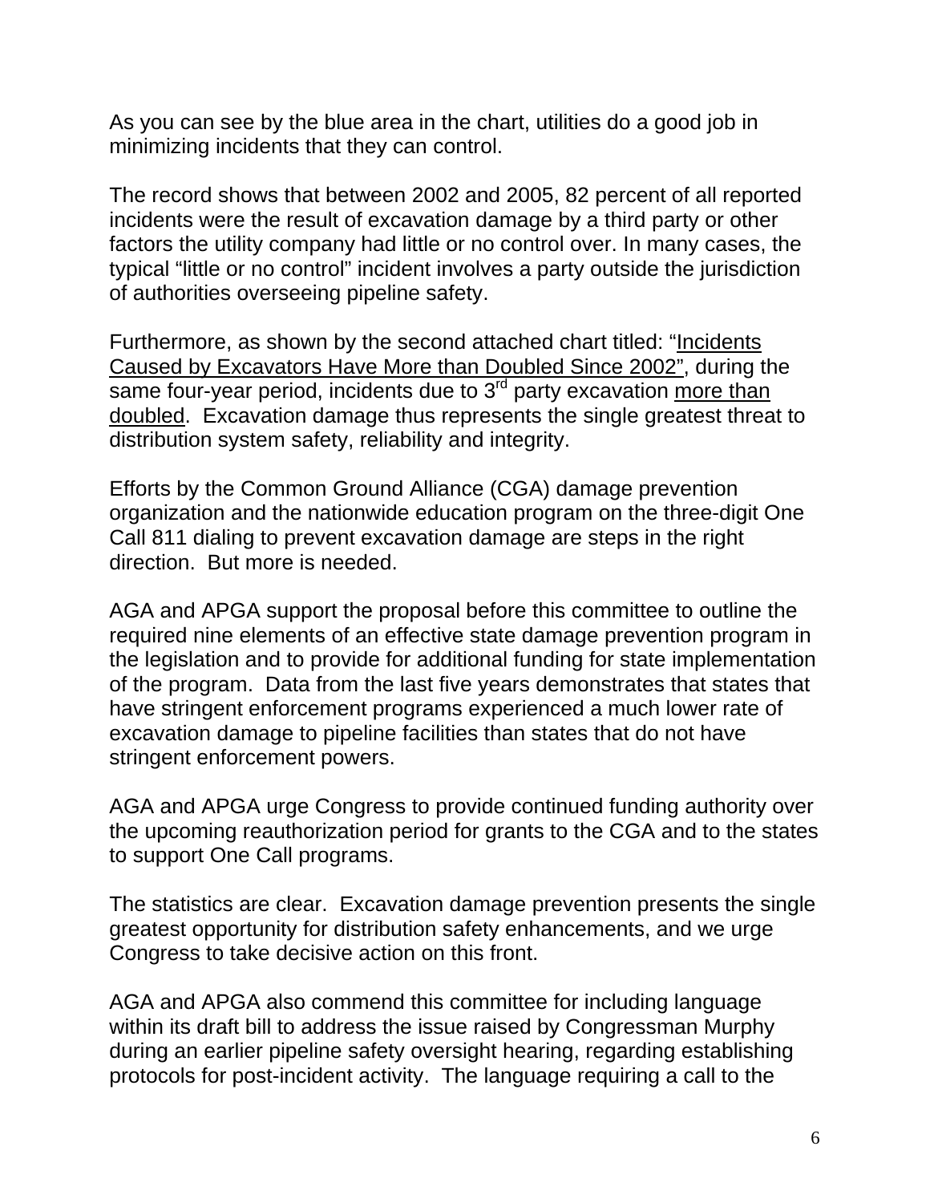As you can see by the blue area in the chart, utilities do a good job in minimizing incidents that they can control.

The record shows that between 2002 and 2005, 82 percent of all reported incidents were the result of excavation damage by a third party or other factors the utility company had little or no control over. In many cases, the typical "little or no control" incident involves a party outside the jurisdiction of authorities overseeing pipeline safety.

Furthermore, as shown by the second attached chart titled: "Incidents Caused by Excavators Have More than Doubled Since 2002", during the same four-year period, incidents due to 3rd party excavation more than doubled. Excavation damage thus represents the single greatest threat to distribution system safety, reliability and integrity.

Efforts by the Common Ground Alliance (CGA) damage prevention organization and the nationwide education program on the three-digit One Call 811 dialing to prevent excavation damage are steps in the right direction. But more is needed.

AGA and APGA support the proposal before this committee to outline the required nine elements of an effective state damage prevention program in the legislation and to provide for additional funding for state implementation of the program. Data from the last five years demonstrates that states that have stringent enforcement programs experienced a much lower rate of excavation damage to pipeline facilities than states that do not have stringent enforcement powers.

AGA and APGA urge Congress to provide continued funding authority over the upcoming reauthorization period for grants to the CGA and to the states to support One Call programs.

The statistics are clear. Excavation damage prevention presents the single greatest opportunity for distribution safety enhancements, and we urge Congress to take decisive action on this front.

AGA and APGA also commend this committee for including language within its draft bill to address the issue raised by Congressman Murphy during an earlier pipeline safety oversight hearing, regarding establishing protocols for post-incident activity. The language requiring a call to the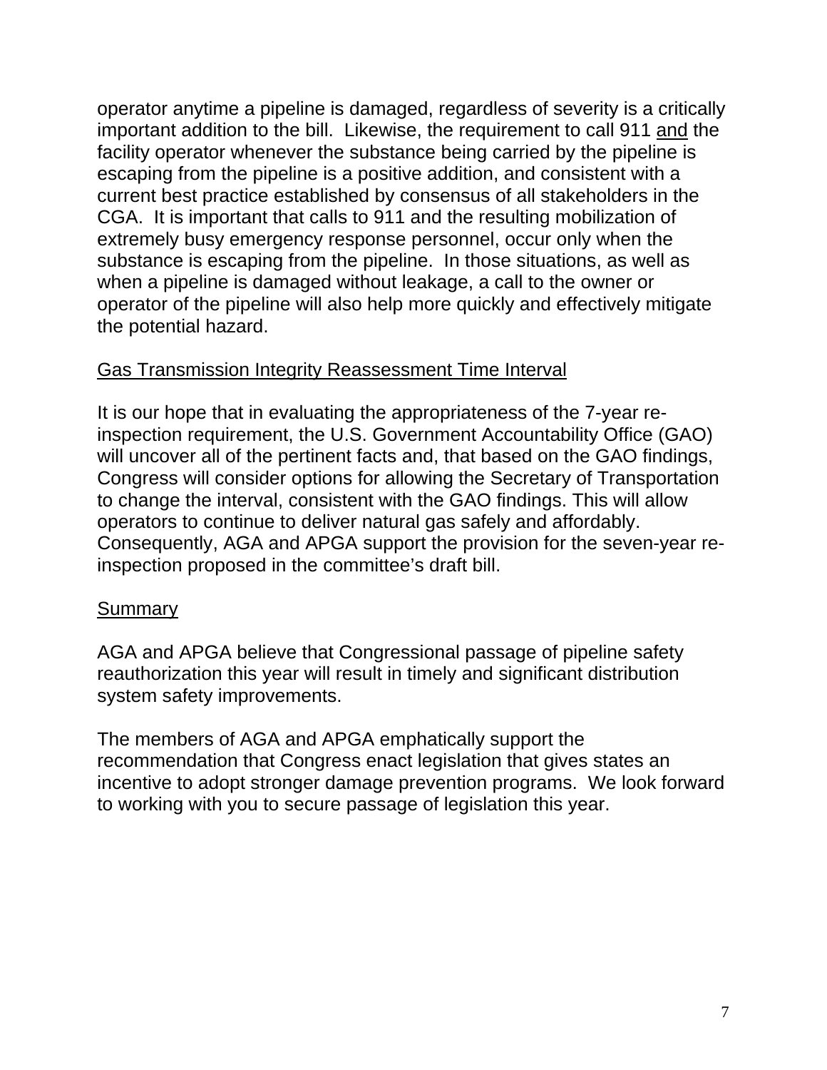operator anytime a pipeline is damaged, regardless of severity is a critically important addition to the bill. Likewise, the requirement to call 911 <u>and</u> the facility operator whenever the substance being carried by the pipeline is escaping from the pipeline is a positive addition, and consistent with a current best practice established by consensus of all stakeholders in the CGA. It is important that calls to 911 and the resulting mobilization of extremely busy emergency response personnel, occur only when the substance is escaping from the pipeline. In those situations, as well as when a pipeline is damaged without leakage, a call to the owner or operator of the pipeline will also help more quickly and effectively mitigate the potential hazard.

<u>Gas Transmission Integrity Reassessment Time Interval</u>

It is our hope that in evaluating the appropriateness of the 7-year re-inspection requirement, the U.S. Government Accountability Office (GAO) will uncover all of the pertinent facts and, that based on the GAO findings, Congress will consider options for allowing the Secretary of Transportation to change the interval, consistent with the GAO findings. This will allow operators to continue to deliver natural gas safely and affordably. Consequently, AGA and APGA support the provision for the seven-year re-inspection proposed in the committee's draft bill.

<u>Summary</u>

AGA and APGA believe that Congressional passage of pipeline safety reauthorization this year will result in timely and significant distribution system safety improvements.

The members of AGA and APGA emphatically support the recommendation that Congress enact legislation that gives states an incentive to adopt stronger damage prevention programs. We look forward to working with you to secure passage of legislation this year.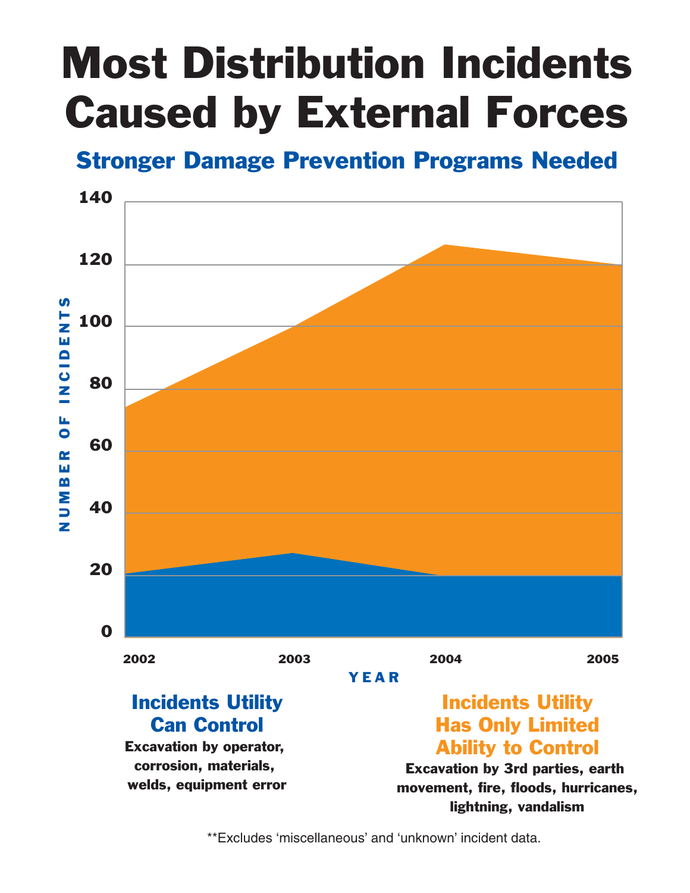# Most Distribution Incidents Caused by External Forces

## Stronger Damage Prevention Programs Needed

NUMBER OF INCIDENTS

140

120

100

80

60

40

20

0

2002 2003 2004 2005

YEAR

**Incidents Utility Can Control**

**Excavation by operator, corrosion, materials, welds, equipment error**

**Incidents Utility Has Only Limited Ability to Control**

**Excavation by 3rd parties, earth movement, fire, floods, hurricanes, lightning, vandalism**

**Excludes 'miscellaneous' and 'unknown' incident data.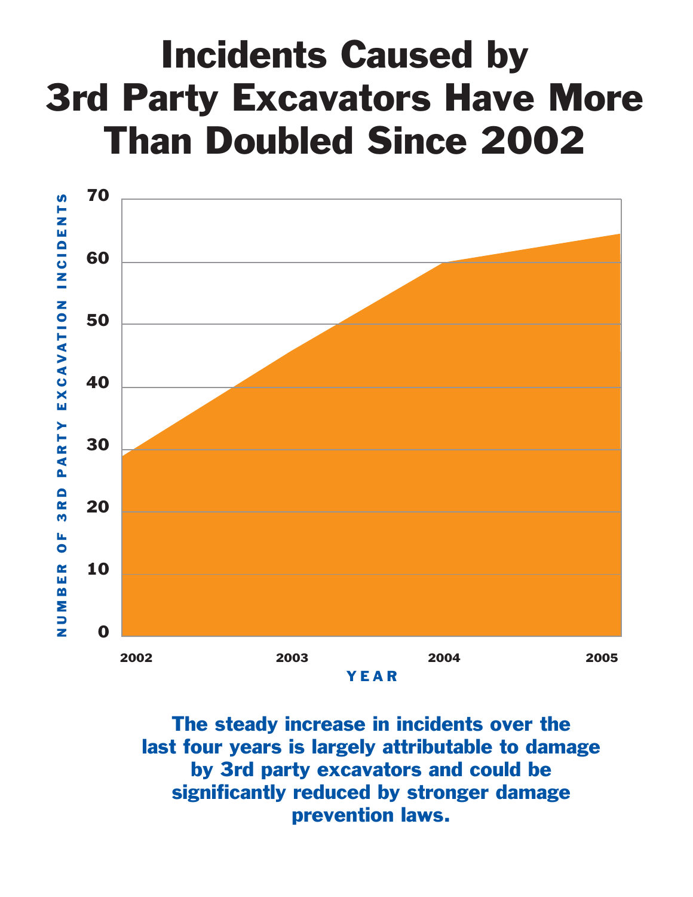# Incidents Caused by 3rd Party Excavators Have More Than Doubled Since 2002

NUMBER OF 3RD PARTY EXCAVATION INCIDENTS

70
60
50
40
30
20
10
0

2002
2003
2004
2005

YEAR

**The steady increase in incidents over the last four years is largely attributable to damage by 3rd party excavators and could be significantly reduced by stronger damage prevention laws.**